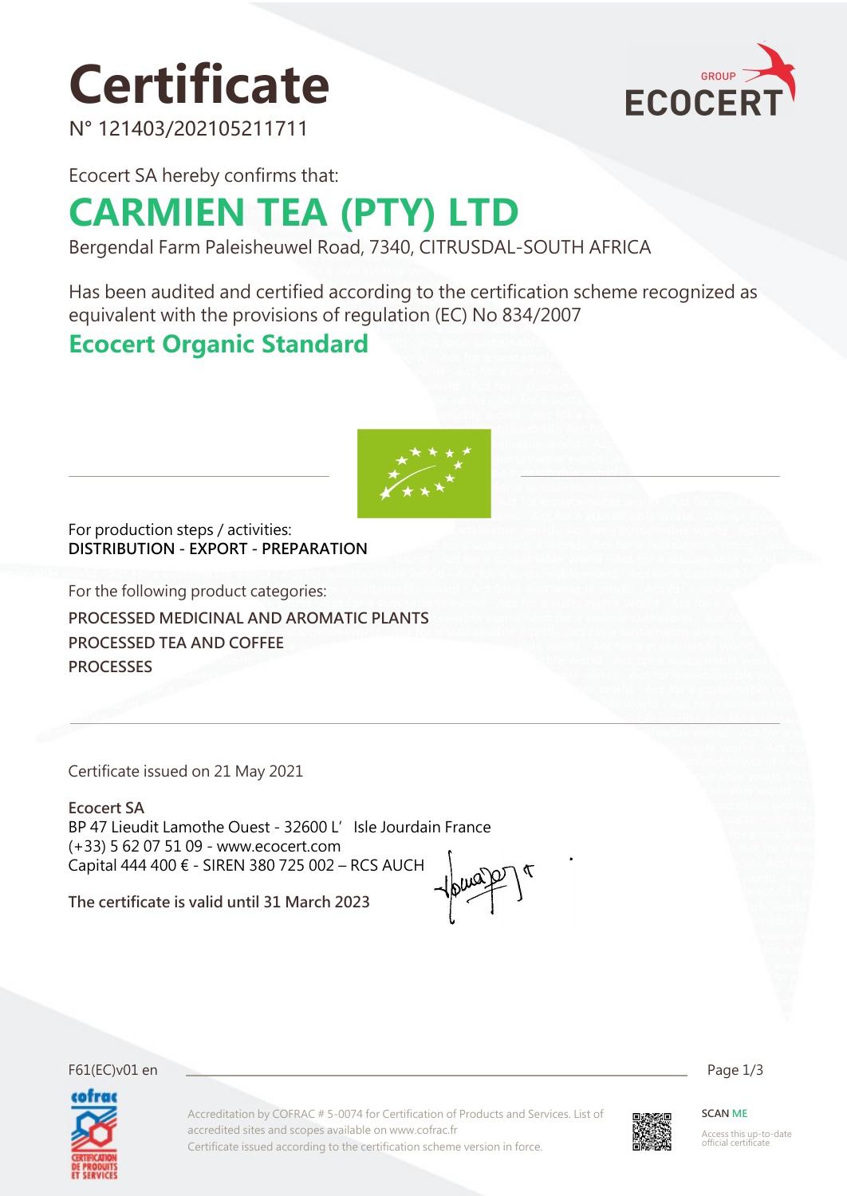# Certificate

N° 121403/202105211711

Ecocert SA hereby confirms that:

## CARMIEN TEA (PTY) LTD

Bergendal Farm Paleisheuwel Road, 7340, CITRUSDAL-SOUTH AFRICA

Has been audited and certified according to the certification scheme recognized as equivalent with the provisions of regulation (EC) No 834/2007

## Ecocert Organic Standard

For production steps / activities:
**DISTRIBUTION - EXPORT - PREPARATION**

For the following product categories:

**PROCESSED MEDICINAL AND AROMATIC PLANTS**
**PROCESSED TEA AND COFFEE**
**PROCESSES**

Certificate issued on 21 May 2021

**Ecocert SA**
BP 47 Lieudit Lamothe Ouest - 32600 L'Isle Jourdain France
(+33) 5 62 07 51 09 - www.ecocert.com
Capital 444 400 € - SIREN 380 725 002 – RCS AUCH

**The certificate is valid until 31 March 2023**

F61(EC)v01 en

Accreditation by COFRAC # 5-0074 for Certification of Products and Services. List of accredited sites and scopes available on www.cofrac.fr
Certificate issued according to the certification scheme version in force.

SCAN ME
Access this up-to-date official certificate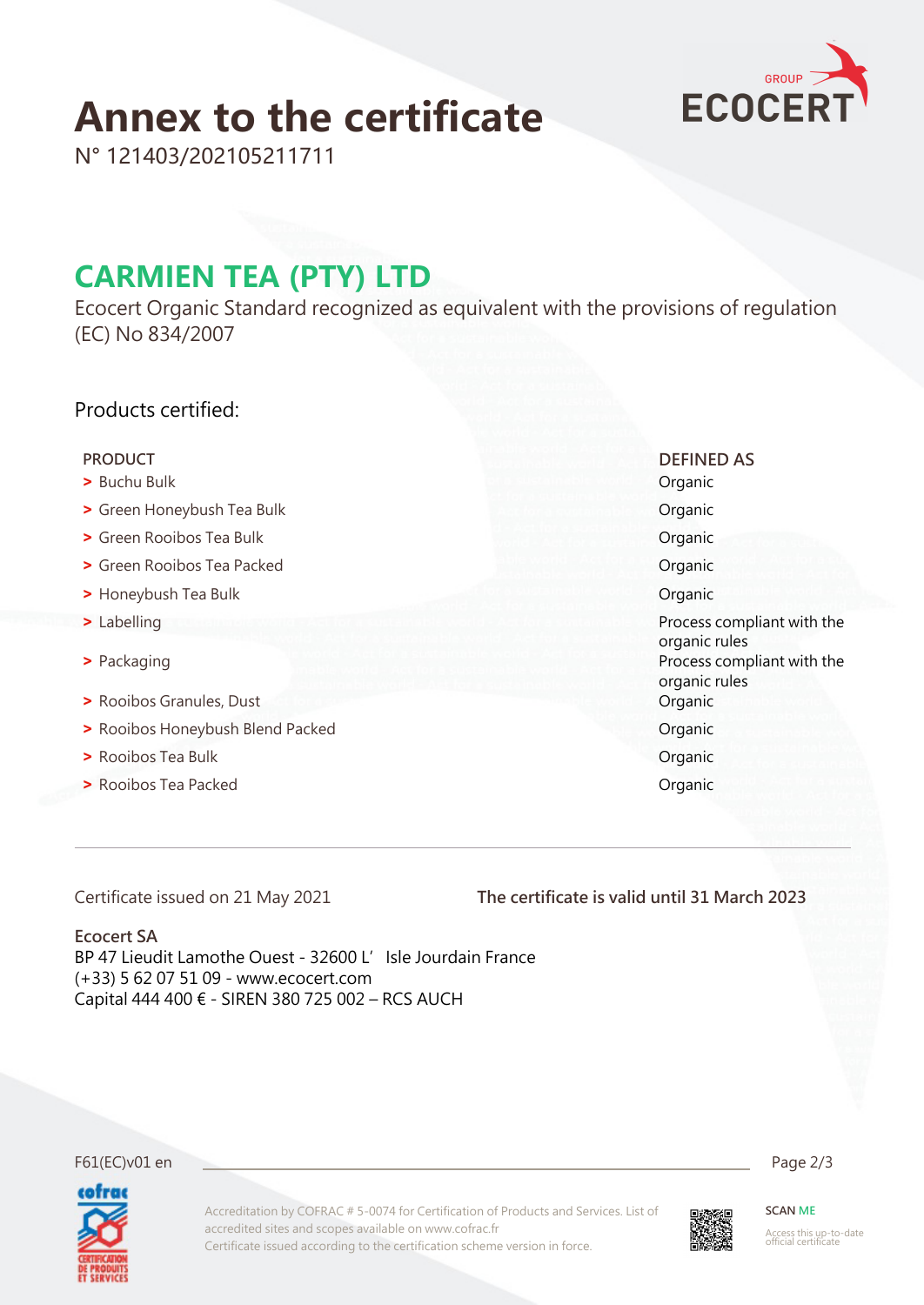# Annex to the certificate

N° 121403/202105211711

## CARMIEN TEA (PTY) LTD

Ecocert Organic Standard recognized as equivalent with the provisions of regulation (EC) No 834/2007

### Products certified:

| PRODUCT | DEFINED AS |
| --- | --- |
| > Buchu Bulk | Organic |
| > Green Honeybush Tea Bulk | Organic |
| > Green Rooibos Tea Bulk | Organic |
| > Green Rooibos Tea Packed | Organic |
| > Honeybush Tea Bulk | Organic |
| > Labelling | Process compliant with the organic rules |
| > Packaging | Process compliant with the organic rules |
| > Rooibos Granules, Dust | Organic |
| > Rooibos Honeybush Blend Packed | Organic |
| > Rooibos Tea Bulk | Organic |
| > Rooibos Tea Packed | Organic |

Certificate issued on 21 May 2021

**The certificate is valid until 31 March 2023**

**Ecocert SA**
BP 47 Lieudit Lamothe Ouest - 32600 L' Isle Jourdain France
(+33) 5 62 07 51 09 - www.ecocert.com
Capital 444 400 € - SIREN 380 725 002 – RCS AUCH

F61(EC)v01 en

Accreditation by COFRAC # 5-0074 for Certification of Products and Services. List of accredited sites and scopes available on www.cofrac.fr
Certificate issued according to the certification scheme version in force.

SCAN ME
Access this up-to-date official certificate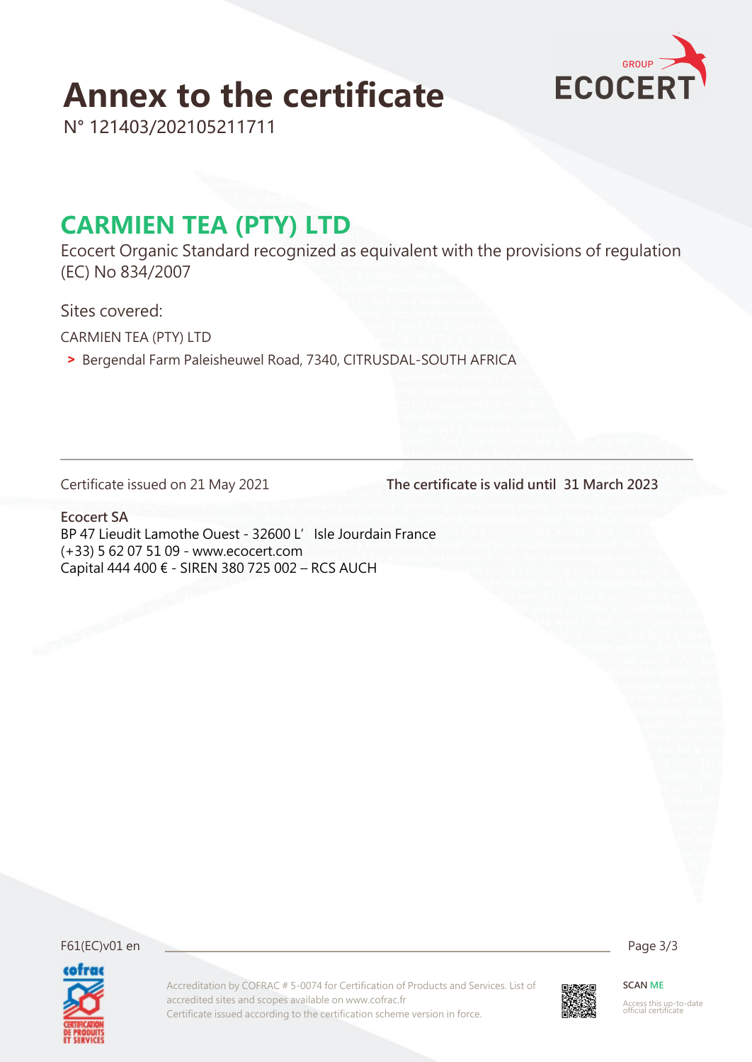# Annex to the certificate

N° 121403/202105211711

## CARMIEN TEA (PTY) LTD

Ecocert Organic Standard recognized as equivalent with the provisions of regulation (EC) No 834/2007

Sites covered:

CARMIEN TEA (PTY) LTD

- Bergendal Farm Paleisheuwel Road, 7340, CITRUSDAL-SOUTH AFRICA

Certificate issued on 21 May 2021

**The certificate is valid until 31 March 2023**

**Ecocert SA**
BP 47 Lieudit Lamothe Ouest - 32600 L' Isle Jourdain France
(+33) 5 62 07 51 09 - www.ecocert.com
Capital 444 400 € - SIREN 380 725 002 – RCS AUCH

F61(EC)v01 en

Accreditation by COFRAC # 5-0074 for Certification of Products and Services. List of accredited sites and scopes available on www.cofrac.fr
Certificate issued according to the certification scheme version in force.

SCAN ME
Access this up-to-date official certificate